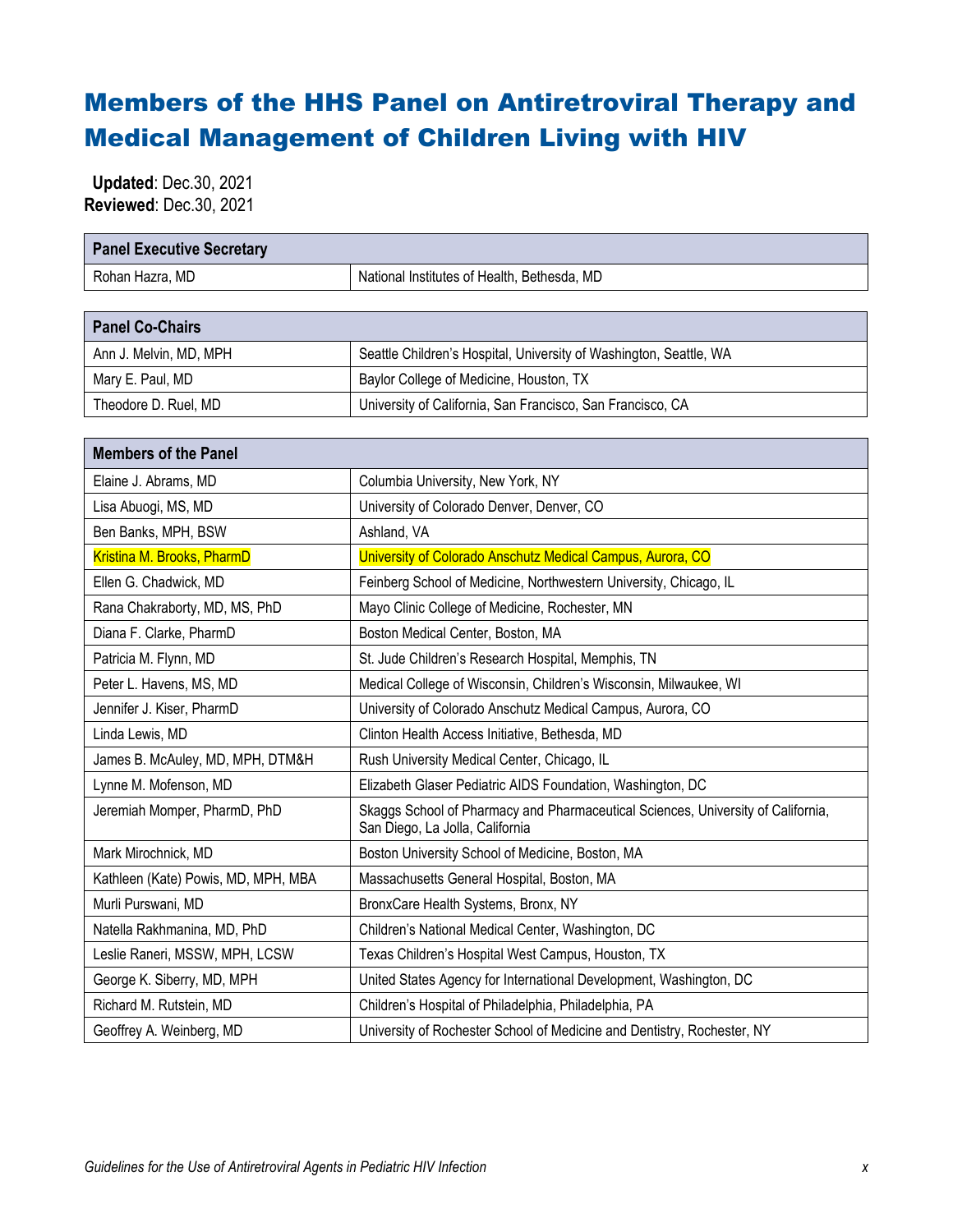# Members of the HHS Panel on Antiretroviral Therapy and Medical Management of Children Living with HIV

**Updated**: Dec.30, 2021
**Reviewed**: Dec.30, 2021

| Panel Executive Secretary | |
|---|---|
| Rohan Hazra, MD | National Institutes of Health, Bethesda, MD |

| Panel Co-Chairs | |
|---|---|
| Ann J. Melvin, MD, MPH | Seattle Children's Hospital, University of Washington, Seattle, WA |
| Mary E. Paul, MD | Baylor College of Medicine, Houston, TX |
| Theodore D. Ruel, MD | University of California, San Francisco, San Francisco, CA |

| Members of the Panel | |
|---|---|
| Elaine J. Abrams, MD | Columbia University, New York, NY |
| Lisa Abuogi, MS, MD | University of Colorado Denver, Denver, CO |
| Ben Banks, MPH, BSW | Ashland, VA |
| Kristina M. Brooks, PharmD | University of Colorado Anschutz Medical Campus, Aurora, CO |
| Ellen G. Chadwick, MD | Feinberg School of Medicine, Northwestern University, Chicago, IL |
| Rana Chakraborty, MD, MS, PhD | Mayo Clinic College of Medicine, Rochester, MN |
| Diana F. Clarke, PharmD | Boston Medical Center, Boston, MA |
| Patricia M. Flynn, MD | St. Jude Children's Research Hospital, Memphis, TN |
| Peter L. Havens, MS, MD | Medical College of Wisconsin, Children's Wisconsin, Milwaukee, WI |
| Jennifer J. Kiser, PharmD | University of Colorado Anschutz Medical Campus, Aurora, CO |
| Linda Lewis, MD | Clinton Health Access Initiative, Bethesda, MD |
| James B. McAuley, MD, MPH, DTM&H | Rush University Medical Center, Chicago, IL |
| Lynne M. Mofenson, MD | Elizabeth Glaser Pediatric AIDS Foundation, Washington, DC |
| Jeremiah Momper, PharmD, PhD | Skaggs School of Pharmacy and Pharmaceutical Sciences, University of California, San Diego, La Jolla, California |
| Mark Mirochnick, MD | Boston University School of Medicine, Boston, MA |
| Kathleen (Kate) Powis, MD, MPH, MBA | Massachusetts General Hospital, Boston, MA |
| Murli Purswani, MD | BronxCare Health Systems, Bronx, NY |
| Natella Rakhmanina, MD, PhD | Children's National Medical Center, Washington, DC |
| Leslie Raneri, MSSW, MPH, LCSW | Texas Children's Hospital West Campus, Houston, TX |
| George K. Siberry, MD, MPH | United States Agency for International Development, Washington, DC |
| Richard M. Rutstein, MD | Children's Hospital of Philadelphia, Philadelphia, PA |
| Geoffrey A. Weinberg, MD | University of Rochester School of Medicine and Dentistry, Rochester, NY |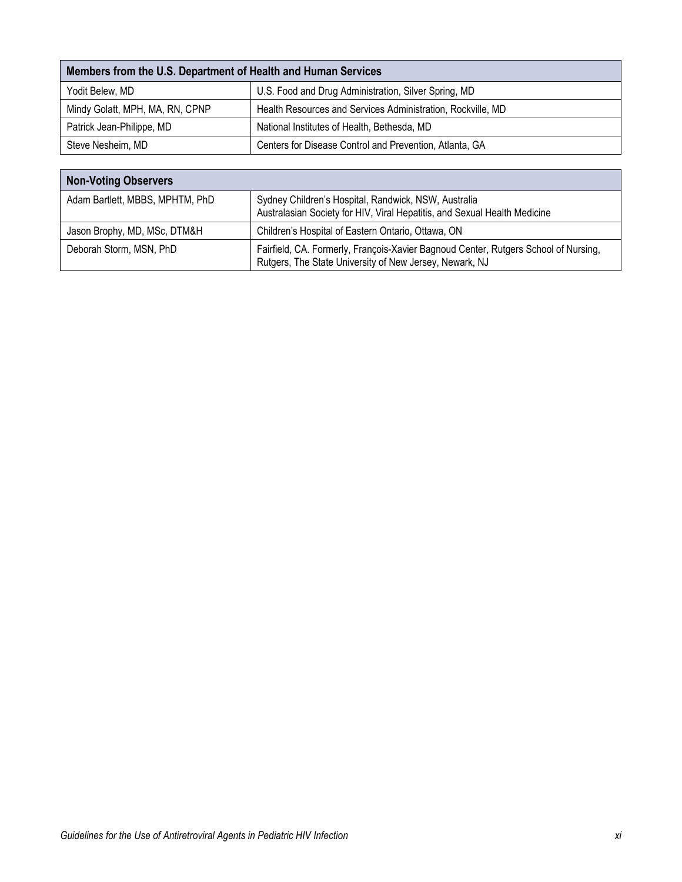| Members from the U.S. Department of Health and Human Services | |
|---|---|
| Yodit Belew, MD | U.S. Food and Drug Administration, Silver Spring, MD |
| Mindy Golatt, MPH, MA, RN, CPNP | Health Resources and Services Administration, Rockville, MD |
| Patrick Jean-Philippe, MD | National Institutes of Health, Bethesda, MD |
| Steve Nesheim, MD | Centers for Disease Control and Prevention, Atlanta, GA |

| Non-Voting Observers | |
|---|---|
| Adam Bartlett, MBBS, MPHTM, PhD | Sydney Children's Hospital, Randwick, NSW, Australia<br>Australasian Society for HIV, Viral Hepatitis, and Sexual Health Medicine |
| Jason Brophy, MD, MSc, DTM&H | Children's Hospital of Eastern Ontario, Ottawa, ON |
| Deborah Storm, MSN, PhD | Fairfield, CA. Formerly, François-Xavier Bagnoud Center, Rutgers School of Nursing, Rutgers, The State University of New Jersey, Newark, NJ |